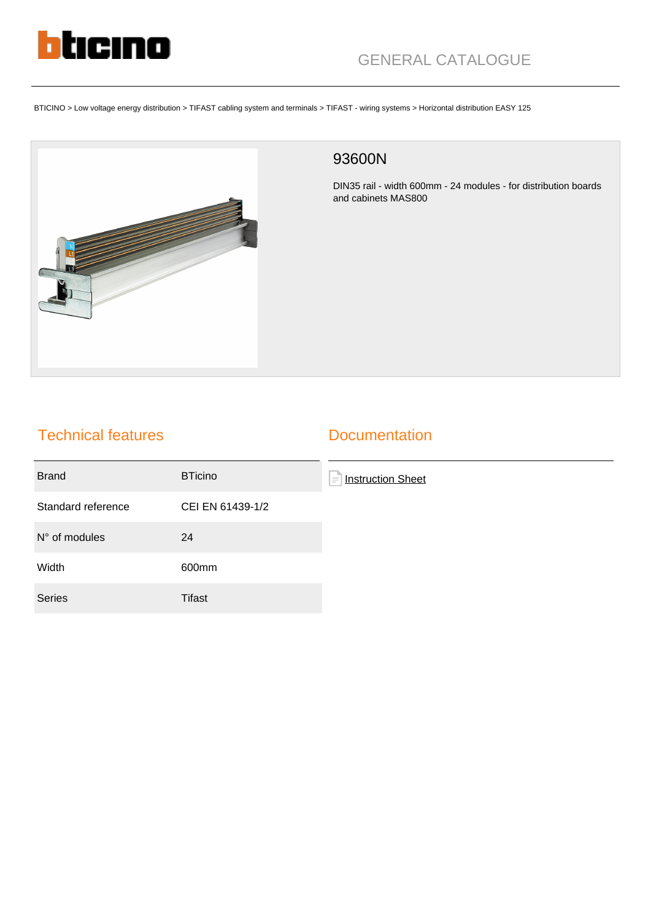GENERAL CATALOGUE

BTICINO > Low voltage energy distribution > TIFAST cabling system and terminals > TIFAST - wiring systems > Horizontal distribution EASY 125

# 93600N

DIN35 rail - width 600mm - 24 modules - for distribution boards and cabinets MAS800

## Technical features

| | |
|---|---|
| Brand | BTicino |
| Standard reference | CEI EN 61439-1/2 |
| N° of modules | 24 |
| Width | 600mm |
| Series | Tifast |

## Documentation

Instruction Sheet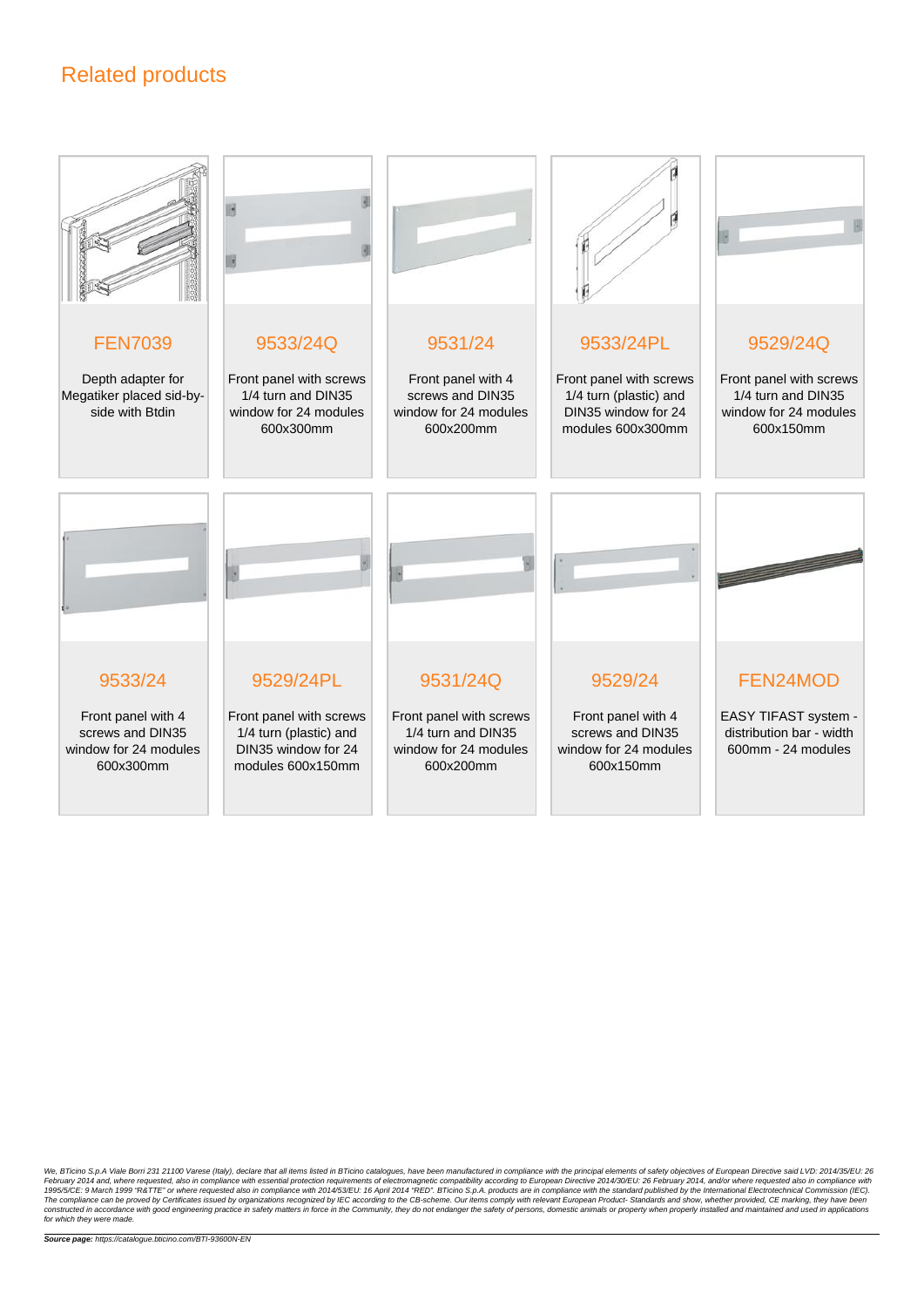## Related products

### FEN7039

Depth adapter for Megatiker placed sid-by-side with Btdin

### 9533/24Q

Front panel with screws 1/4 turn and DIN35 window for 24 modules 600x300mm

### 9531/24

Front panel with 4 screws and DIN35 window for 24 modules 600x200mm

### 9533/24PL

Front panel with screws 1/4 turn (plastic) and DIN35 window for 24 modules 600x300mm

### 9529/24Q

Front panel with screws 1/4 turn and DIN35 window for 24 modules 600x150mm

### 9533/24

Front panel with 4 screws and DIN35 window for 24 modules 600x300mm

### 9529/24PL

Front panel with screws 1/4 turn (plastic) and DIN35 window for 24 modules 600x150mm

### 9531/24Q

Front panel with screws 1/4 turn and DIN35 window for 24 modules 600x200mm

### 9529/24

Front panel with 4 screws and DIN35 window for 24 modules 600x150mm

### FEN24MOD

EASY TIFAST system - distribution bar - width 600mm - 24 modules

*We, BTicino S.p.A Viale Borri 231 21100 Varese (Italy), declare that all items listed in BTicino catalogues, have been manufactured in compliance with the principal elements of safety objectives of European Directive said LVD: 2014/35/EU: 26 February 2014 and, where requested, also in compliance with essential protection requirements of electromagnetic compatibility according to European Directive 2014/30/EU: 26 February 2014, and/or where requested also in compliance with 1995/5/CE: 9 March 1999 "R&TTE" or where requested also in compliance with 2014/53/EU: 16 April 2014 "RED". BTicino S.p.A. products are in compliance with the standard published by the International Electrotechnical Commission (IEC). The compliance can be proved by Certificates issued by organizations recognized by IEC according to the CB-scheme. Our items comply with relevant European Product- Standards and show, whether provided, CE marking, they have been constructed in accordance with good engineering practice in safety matters in force in the Community, they do not endanger the safety of persons, domestic animals or property when properly installed and maintained and used in applications for which they were made.*

**Source page:** *https://catalogue.bticino.com/BTI-93600N-EN*